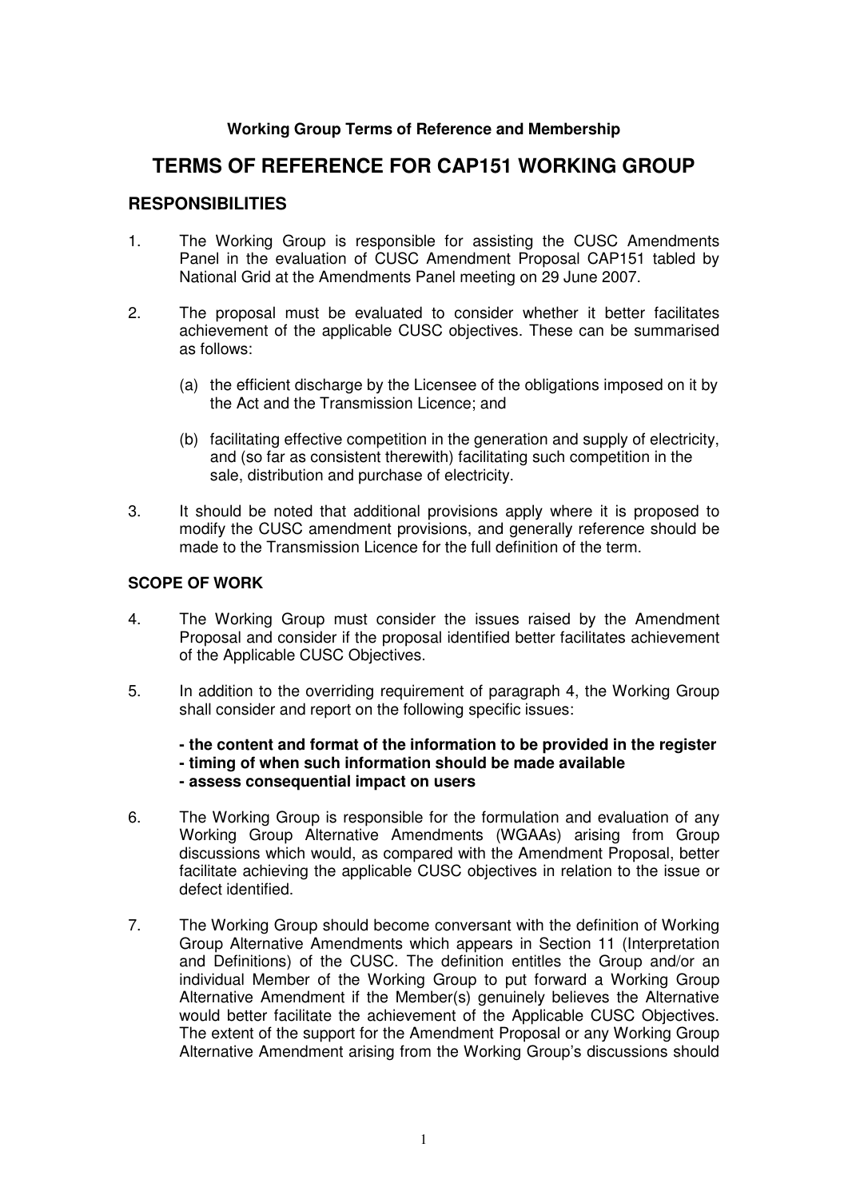**Working Group Terms of Reference and Membership**

# TERMS OF REFERENCE FOR CAP151 WORKING GROUP

## RESPONSIBILITIES

1. The Working Group is responsible for assisting the CUSC Amendments Panel in the evaluation of CUSC Amendment Proposal CAP151 tabled by National Grid at the Amendments Panel meeting on 29 June 2007.

2. The proposal must be evaluated to consider whether it better facilitates achievement of the applicable CUSC objectives. These can be summarised as follows:

   (a) the efficient discharge by the Licensee of the obligations imposed on it by the Act and the Transmission Licence; and

   (b) facilitating effective competition in the generation and supply of electricity, and (so far as consistent therewith) facilitating such competition in the sale, distribution and purchase of electricity.

3. It should be noted that additional provisions apply where it is proposed to modify the CUSC amendment provisions, and generally reference should be made to the Transmission Licence for the full definition of the term.

### SCOPE OF WORK

4. The Working Group must consider the issues raised by the Amendment Proposal and consider if the proposal identified better facilitates achievement of the Applicable CUSC Objectives.

5. In addition to the overriding requirement of paragraph 4, the Working Group shall consider and report on the following specific issues:

   **- the content and format of the information to be provided in the register**
   **- timing of when such information should be made available**
   **- assess consequential impact on users**

6. The Working Group is responsible for the formulation and evaluation of any Working Group Alternative Amendments (WGAAs) arising from Group discussions which would, as compared with the Amendment Proposal, better facilitate achieving the applicable CUSC objectives in relation to the issue or defect identified.

7. The Working Group should become conversant with the definition of Working Group Alternative Amendments which appears in Section 11 (Interpretation and Definitions) of the CUSC. The definition entitles the Group and/or an individual Member of the Working Group to put forward a Working Group Alternative Amendment if the Member(s) genuinely believes the Alternative would better facilitate the achievement of the Applicable CUSC Objectives. The extent of the support for the Amendment Proposal or any Working Group Alternative Amendment arising from the Working Group's discussions should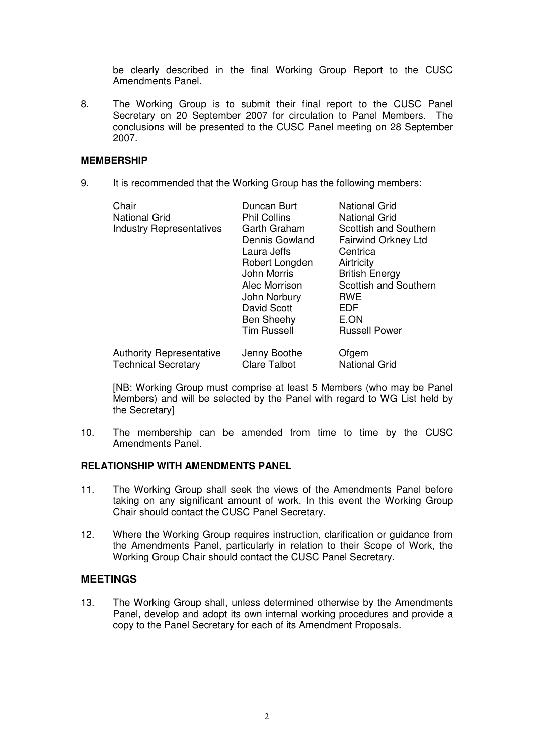be clearly described in the final Working Group Report to the CUSC Amendments Panel.

8. The Working Group is to submit their final report to the CUSC Panel Secretary on 20 September 2007 for circulation to Panel Members. The conclusions will be presented to the CUSC Panel meeting on 28 September 2007.

**MEMBERSHIP**

9. It is recommended that the Working Group has the following members:

| | | |
|---|---|---|
| Chair | Duncan Burt | National Grid |
| National Grid | Phil Collins | National Grid |
| Industry Representatives | Garth Graham | Scottish and Southern |
| | Dennis Gowland | Fairwind Orkney Ltd |
| | Laura Jeffs | Centrica |
| | Robert Longden | Airtricity |
| | John Morris | British Energy |
| | Alec Morrison | Scottish and Southern |
| | John Norbury | RWE |
| | David Scott | EDF |
| | Ben Sheehy | E.ON |
| | Tim Russell | Russell Power |
| Authority Representative | Jenny Boothe | Ofgem |
| Technical Secretary | Clare Talbot | National Grid |

[NB: Working Group must comprise at least 5 Members (who may be Panel Members) and will be selected by the Panel with regard to WG List held by the Secretary]

10. The membership can be amended from time to time by the CUSC Amendments Panel.

**RELATIONSHIP WITH AMENDMENTS PANEL**

11. The Working Group shall seek the views of the Amendments Panel before taking on any significant amount of work. In this event the Working Group Chair should contact the CUSC Panel Secretary.

12. Where the Working Group requires instruction, clarification or guidance from the Amendments Panel, particularly in relation to their Scope of Work, the Working Group Chair should contact the CUSC Panel Secretary.

## MEETINGS

13. The Working Group shall, unless determined otherwise by the Amendments Panel, develop and adopt its own internal working procedures and provide a copy to the Panel Secretary for each of its Amendment Proposals.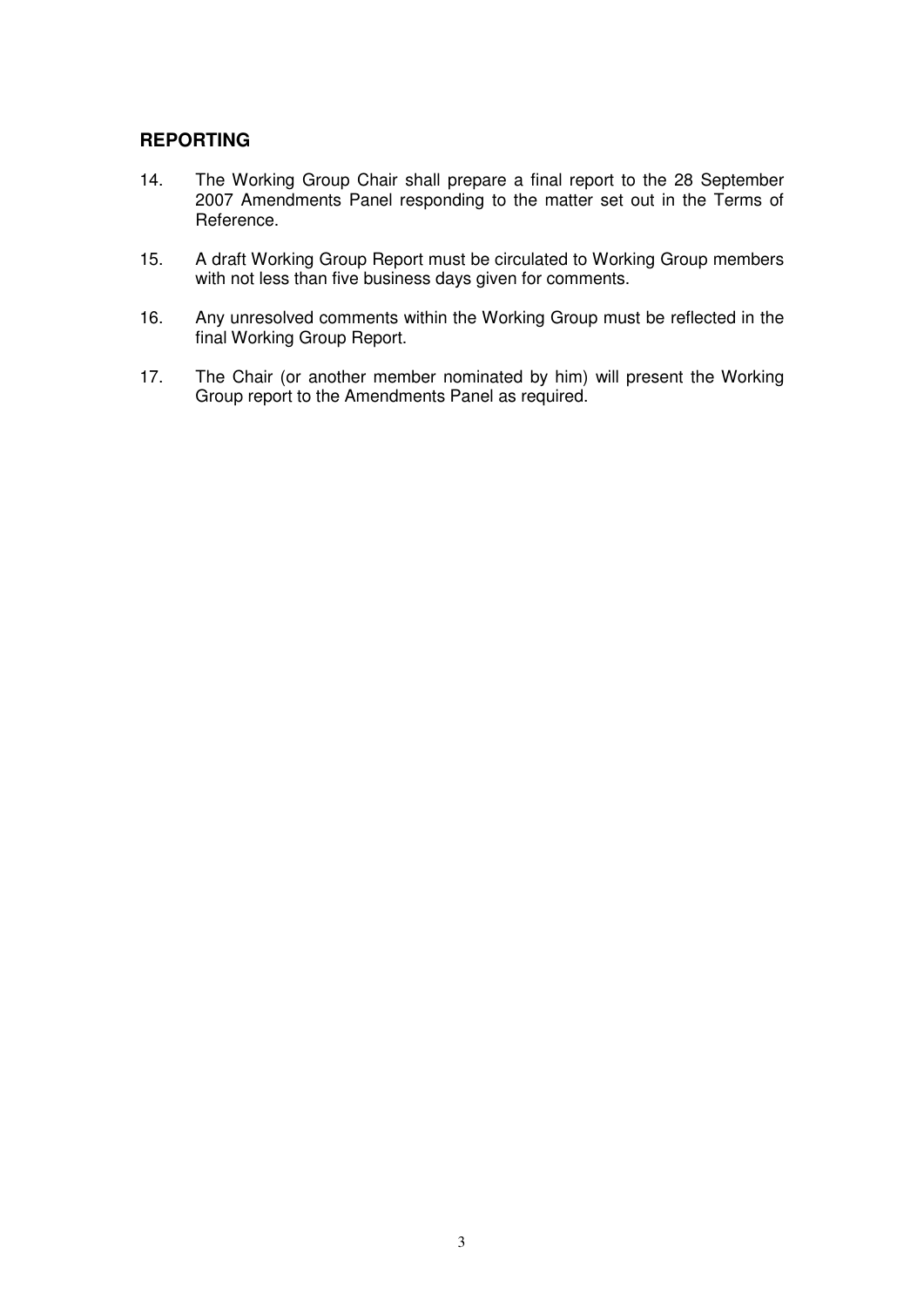## REPORTING

14. The Working Group Chair shall prepare a final report to the 28 September 2007 Amendments Panel responding to the matter set out in the Terms of Reference.

15. A draft Working Group Report must be circulated to Working Group members with not less than five business days given for comments.

16. Any unresolved comments within the Working Group must be reflected in the final Working Group Report.

17. The Chair (or another member nominated by him) will present the Working Group report to the Amendments Panel as required.